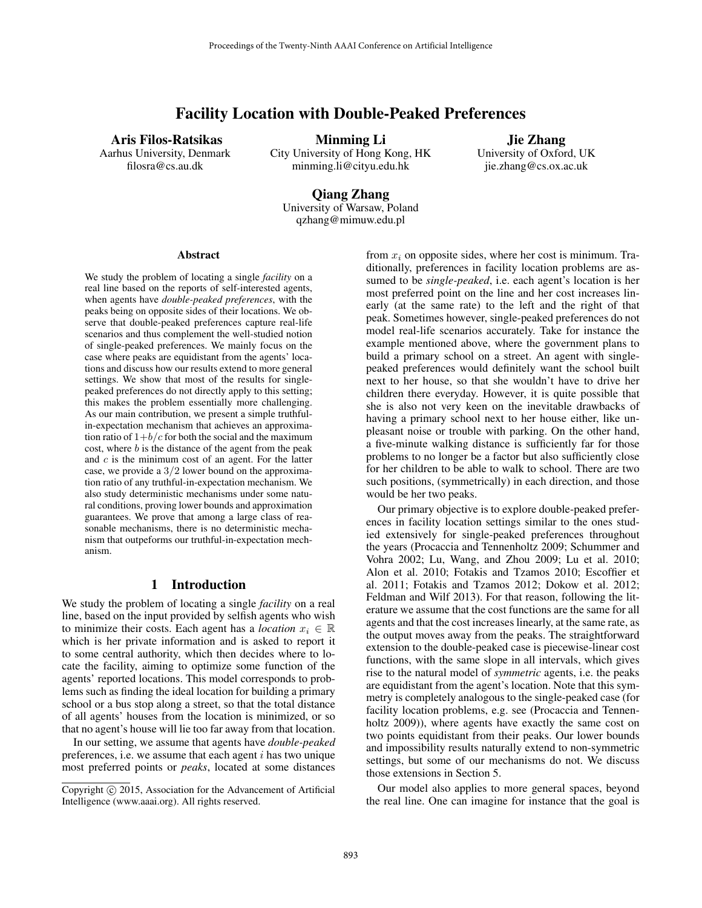# Facility Location with Double-Peaked Preferences

**Aris Filos-Ratsikas**
Aarhus University, Denmark
filosra@cs.au.dk

**Minming Li**
City University of Hong Kong, HK
minming.li@cityu.edu.hk

**Jie Zhang**
University of Oxford, UK
jie.zhang@cs.ox.ac.uk

**Qiang Zhang**
University of Warsaw, Poland
qzhang@mimuw.edu.pl

### Abstract

We study the problem of locating a single *facility* on a real line based on the reports of self-interested agents, when agents have *double-peaked preferences*, with the peaks being on opposite sides of their locations. We observe that double-peaked preferences capture real-life scenarios and thus complement the well-studied notion of single-peaked preferences. We mainly focus on the case where peaks are equidistant from the agents' locations and discuss how our results extend to more general settings. We show that most of the results for single-peaked preferences do not directly apply to this setting; this makes the problem essentially more challenging. As our main contribution, we present a simple truthful-in-expectation mechanism that achieves an approximation ratio of $1+b/c$ for both the social and the maximum cost, where $b$ is the distance of the agent from the peak and $c$ is the minimum cost of an agent. For the latter case, we provide a $3/2$ lower bound on the approximation ratio of any truthful-in-expectation mechanism. We also study deterministic mechanisms under some natural conditions, proving lower bounds and approximation guarantees. We prove that among a large class of reasonable mechanisms, there is no deterministic mechanism that outpeforms our truthful-in-expectation mechanism.

## 1 Introduction

We study the problem of locating a single *facility* on a real line, based on the input provided by selfish agents who wish to minimize their costs. Each agent has a *location* $x_i \in \mathbb{R}$ which is her private information and is asked to report it to some central authority, which then decides where to locate the facility, aiming to optimize some function of the agents' reported locations. This model corresponds to problems such as finding the ideal location for building a primary school or a bus stop along a street, so that the total distance of all agents' houses from the location is minimized, or so that no agent's house will lie too far away from that location.

In our setting, we assume that agents have *double-peaked* preferences, i.e. we assume that each agent $i$ has two unique most preferred points or *peaks*, located at some distances from $x_i$ on opposite sides, where her cost is minimum. Traditionally, preferences in facility location problems are assumed to be *single-peaked*, i.e. each agent's location is her most preferred point on the line and her cost increases linearly (at the same rate) to the left and the right of that peak. Sometimes however, single-peaked preferences do not model real-life scenarios accurately. Take for instance the example mentioned above, where the government plans to build a primary school on a street. An agent with single-peaked preferences would definitely want the school built next to her house, so that she wouldn't have to drive her children there everyday. However, it is quite possible that she is also not very keen on the inevitable drawbacks of having a primary school next to her house either, like unpleasant noise or trouble with parking. On the other hand, a five-minute walking distance is sufficiently far for those problems to no longer be a factor but also sufficiently close for her children to be able to walk to school. There are two such positions, (symmetrically) in each direction, and those would be her two peaks.

Our primary objective is to explore double-peaked preferences in facility location settings similar to the ones studied extensively for single-peaked preferences throughout the years (Procaccia and Tennenholtz 2009; Schummer and Vohra 2002; Lu, Wang, and Zhou 2009; Lu et al. 2010; Alon et al. 2010; Fotakis and Tzamos 2010; Escoffier et al. 2011; Fotakis and Tzamos 2012; Dokow et al. 2012; Feldman and Wilf 2013). For that reason, following the literature we assume that the cost functions are the same for all agents and that the cost increases linearly, at the same rate, as the output moves away from the peaks. The straightforward extension to the double-peaked case is piecewise-linear cost functions, with the same slope in all intervals, which gives rise to the natural model of *symmetric* agents, i.e. the peaks are equidistant from the agent's location. Note that this symmetry is completely analogous to the single-peaked case (for facility location problems, e.g. see (Procaccia and Tennenholtz 2009)), where agents have exactly the same cost on two points equidistant from their peaks. Our lower bounds and impossibility results naturally extend to non-symmetric settings, but some of our mechanisms do not. We discuss those extensions in Section 5.

Our model also applies to more general spaces, beyond the real line. One can imagine for instance that the goal is

Copyright © 2015, Association for the Advancement of Artificial Intelligence (www.aaai.org). All rights reserved.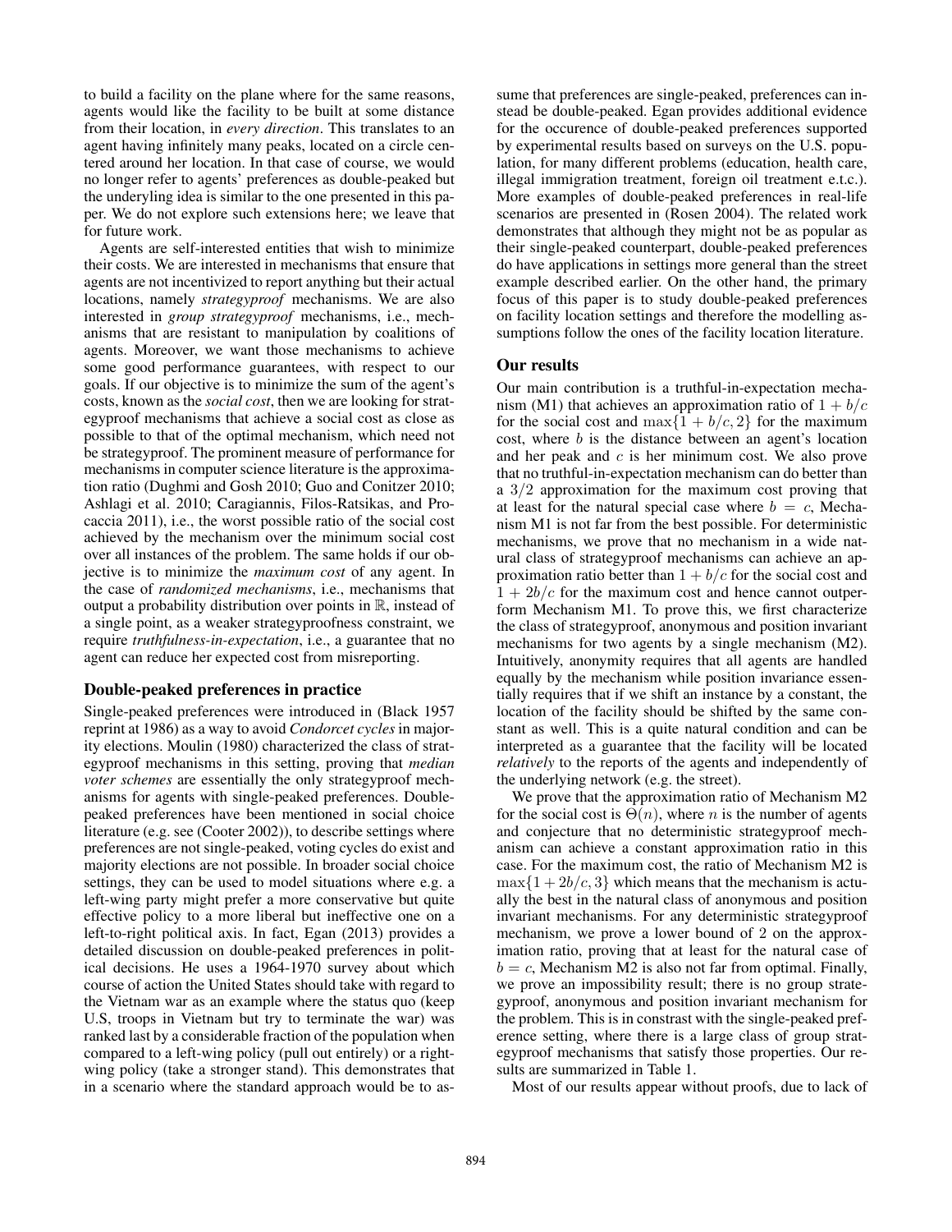to build a facility on the plane where for the same reasons, agents would like the facility to be built at some distance from their location, in *every direction*. This translates to an agent having infinitely many peaks, located on a circle centered around her location. In that case of course, we would no longer refer to agents' preferences as double-peaked but the underlying idea is similar to the one presented in this paper. We do not explore such extensions here; we leave that for future work.

Agents are self-interested entities that wish to minimize their costs. We are interested in mechanisms that ensure that agents are not incentivized to report anything but their actual locations, namely *strategyproof* mechanisms. We are also interested in *group strategyproof* mechanisms, i.e., mechanisms that are resistant to manipulation by coalitions of agents. Moreover, we want those mechanisms to achieve some good performance guarantees, with respect to our goals. If our objective is to minimize the sum of the agent's costs, known as the *social cost*, then we are looking for strategyproof mechanisms that achieve a social cost as close as possible to that of the optimal mechanism, which need not be strategyproof. The prominent measure of performance for mechanisms in computer science literature is the approximation ratio (Dughmi and Gosh 2010; Guo and Conitzer 2010; Ashlagi et al. 2010; Caragiannis, Filos-Ratsikas, and Procaccia 2011), i.e., the worst possible ratio of the social cost achieved by the mechanism over the minimum social cost over all instances of the problem. The same holds if our objective is to minimize the *maximum cost* of any agent. In the case of *randomized mechanisms*, i.e., mechanisms that output a probability distribution over points in $\mathbb{R}$, instead of a single point, as a weaker strategyproofness constraint, we require *truthfulness-in-expectation*, i.e., a guarantee that no agent can reduce her expected cost from misreporting.

### Double-peaked preferences in practice

Single-peaked preferences were introduced in (Black 1957 reprint at 1986) as a way to avoid *Condorcet cycles* in majority elections. Moulin (1980) characterized the class of strategyproof mechanisms in this setting, proving that *median voter schemes* are essentially the only strategyproof mechanisms for agents with single-peaked preferences. Double-peaked preferences have been mentioned in social choice literature (e.g. see (Cooter 2002)), to describe settings where preferences are not single-peaked, voting cycles do exist and majority elections are not possible. In broader social choice settings, they can be used to model situations where e.g. a left-wing party might prefer a more conservative but quite effective policy to a more liberal but ineffective one on a left-to-right political axis. In fact, Egan (2013) provides a detailed discussion on double-peaked preferences in political decisions. He uses a 1964-1970 survey about which course of action the United States should take with regard to the Vietnam war as an example where the status quo (keep U.S, troops in Vietnam but try to terminate the war) was ranked last by a considerable fraction of the population when compared to a left-wing policy (pull out entirely) or a right-wing policy (take a stronger stand). This demonstrates that in a scenario where the standard approach would be to assume that preferences are single-peaked, preferences can instead be double-peaked. Egan provides additional evidence for the occurence of double-peaked preferences supported by experimental results based on surveys on the U.S. population, for many different problems (education, health care, illegal immigration treatment, foreign oil treatment e.t.c.). More examples of double-peaked preferences in real-life scenarios are presented in (Rosen 2004). The related work demonstrates that although they might not be as popular as their single-peaked counterpart, double-peaked preferences do have applications in settings more general than the street example described earlier. On the other hand, the primary focus of this paper is to study double-peaked preferences on facility location settings and therefore the modelling assumptions follow the ones of the facility location literature.

### Our results

Our main contribution is a truthful-in-expectation mechanism (M1) that achieves an approximation ratio of $1 + b/c$ for the social cost and $\max\{1 + b/c, 2\}$ for the maximum cost, where $b$ is the distance between an agent's location and her peak and $c$ is her minimum cost. We also prove that no truthful-in-expectation mechanism can do better than a $3/2$ approximation for the maximum cost proving that at least for the natural special case where $b = c$, Mechanism M1 is not far from the best possible. For deterministic mechanisms, we prove that no mechanism in a wide natural class of strategyproof mechanisms can achieve an approximation ratio better than $1 + b/c$ for the social cost and $1 + 2b/c$ for the maximum cost and hence cannot outperform Mechanism M1. To prove this, we first characterize the class of strategyproof, anonymous and position invariant mechanisms for two agents by a single mechanism (M2). Intuitively, anonymity requires that all agents are handled equally by the mechanism while position invariance essentially requires that if we shift an instance by a constant, the location of the facility should be shifted by the same constant as well. This is a quite natural condition and can be interpreted as a guarantee that the facility will be located *relatively* to the reports of the agents and independently of the underlying network (e.g. the street).

We prove that the approximation ratio of Mechanism M2 for the social cost is $\Theta(n)$, where $n$ is the number of agents and conjecture that no deterministic strategyproof mechanism can achieve a constant approximation ratio in this case. For the maximum cost, the ratio of Mechanism M2 is $\max\{1 + 2b/c, 3\}$ which means that the mechanism is actually the best in the natural class of anonymous and position invariant mechanisms. For any deterministic strategyproof mechanism, we prove a lower bound of 2 on the approximation ratio, proving that at least for the natural case of $b = c$, Mechanism M2 is also not far from optimal. Finally, we prove an impossibility result; there is no group strategyproof, anonymous and position invariant mechanism for the problem. This is in constrast with the single-peaked preference setting, where there is a large class of group strategyproof mechanisms that satisfy those properties. Our results are summarized in Table 1.

Most of our results appear without proofs, due to lack of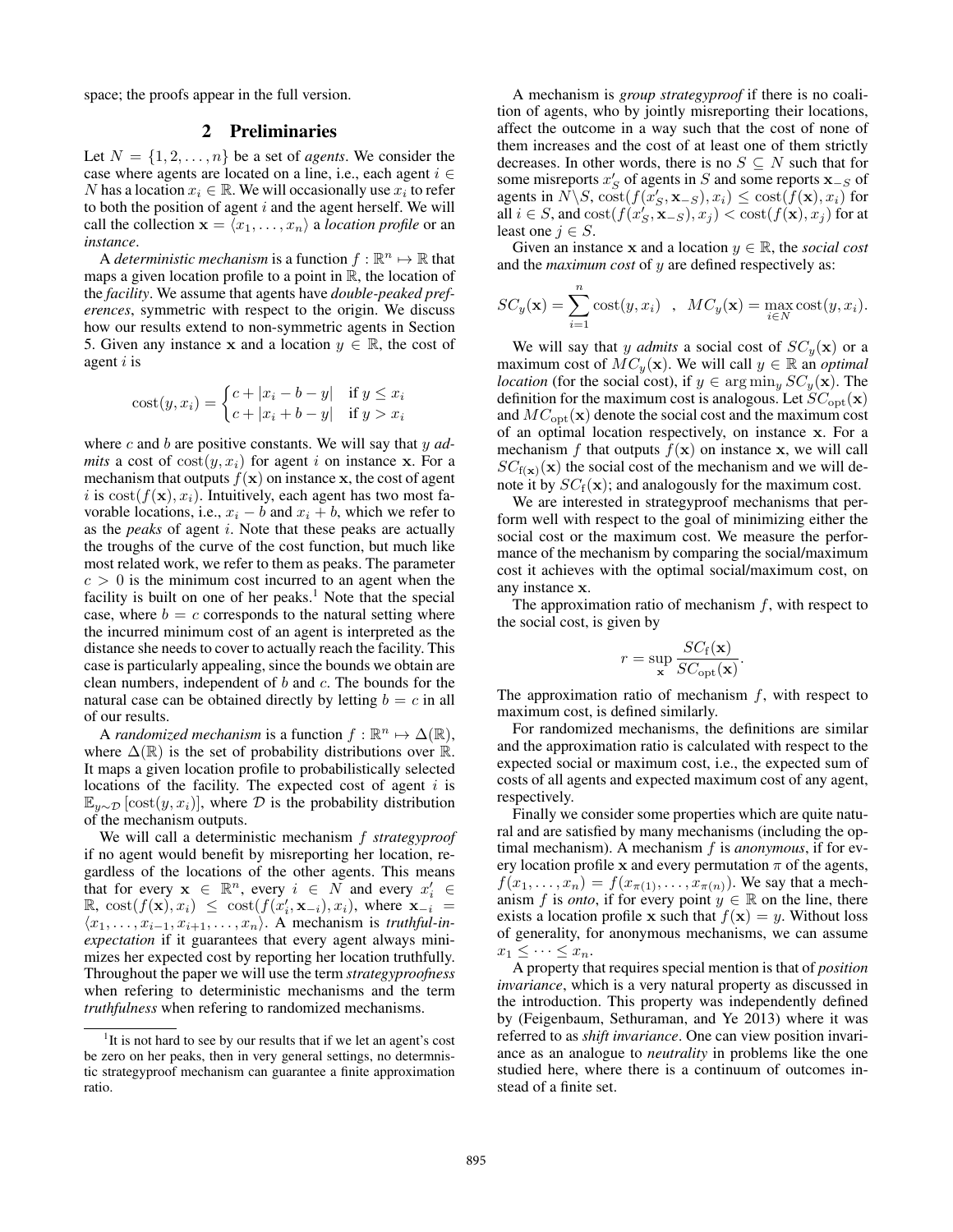space; the proofs appear in the full version.

## 2 Preliminaries

Let $N = \{1, 2, \dots, n\}$ be a set of *agents*. We consider the case where agents are located on a line, i.e., each agent $i \in N$ has a location $x_i \in \mathbb{R}$. We will occasionally use $x_i$ to refer to both the position of agent $i$ and the agent herself. We will call the collection $\mathbf{x} = \langle x_1, \dots, x_n \rangle$ a *location profile* or an *instance*.

A *deterministic mechanism* is a function $f : \mathbb{R}^n \mapsto \mathbb{R}$ that maps a given location profile to a point in $\mathbb{R}$, the location of the *facility*. We assume that agents have *double-peaked preferences*, symmetric with respect to the origin. We discuss how our results extend to non-symmetric agents in Section 5. Given any instance $\mathbf{x}$ and a location $y \in \mathbb{R}$, the cost of agent $i$ is

$$\mathrm{cost}(y, x_i) = \begin{cases} c + |x_i - b - y| & \text{if } y \le x_i \\ c + |x_i + b - y| & \text{if } y > x_i \end{cases}$$

where $c$ and $b$ are positive constants. We will say that $y$ *admits* a cost of $\mathrm{cost}(y, x_i)$ for agent $i$ on instance $\mathbf{x}$. For a mechanism that outputs $f(\mathbf{x})$ on instance $\mathbf{x}$, the cost of agent $i$ is $\mathrm{cost}(f(\mathbf{x}), x_i)$. Intuitively, each agent has two most favorable locations, i.e., $x_i - b$ and $x_i + b$, which we refer to as the *peaks* of agent $i$. Note that these peaks are actually the troughs of the curve of the cost function, but much like most related work, we refer to them as peaks. The parameter $c > 0$ is the minimum cost incurred to an agent when the facility is built on one of her peaks.[1] Note that the special case, where $b = c$ corresponds to the natural setting where the incurred minimum cost of an agent is interpreted as the distance she needs to cover to actually reach the facility. This case is particularly appealing, since the bounds we obtain are clean numbers, independent of $b$ and $c$. The bounds for the natural case can be obtained directly by letting $b = c$ in all of our results.

A *randomized mechanism* is a function $f : \mathbb{R}^n \mapsto \Delta(\mathbb{R})$, where $\Delta(\mathbb{R})$ is the set of probability distributions over $\mathbb{R}$. It maps a given location profile to probabilistically selected locations of the facility. The expected cost of agent $i$ is $\mathbb{E}_{y \sim \mathcal{D}}[\mathrm{cost}(y, x_i)]$, where $\mathcal{D}$ is the probability distribution of the mechanism outputs.

We will call a deterministic mechanism $f$ *strategyproof* if no agent would benefit by misreporting her location, regardless of the locations of the other agents. This means that for every $\mathbf{x} \in \mathbb{R}^n$, every $i \in N$ and every $x_i' \in \mathbb{R}$, $\mathrm{cost}(f(\mathbf{x}), x_i) \le \mathrm{cost}(f(x_i', \mathbf{x}_{-i}), x_i)$, where $\mathbf{x}_{-i} = \langle x_1, \dots, x_{i-1}, x_{i+1}, \dots, x_n \rangle$. A mechanism is *truthful-in-expectation* if it guarantees that every agent always minimizes her expected cost by reporting her location truthfully. Throughout the paper we will use the term *strategyproofness* when refering to deterministic mechanisms and the term *truthfulness* when refering to randomized mechanisms.

A mechanism is *group strategyproof* if there is no coalition of agents, who by jointly misreporting their locations, affect the outcome in a way such that the cost of none of them increases and the cost of at least one of them strictly decreases. In other words, there is no $S \subseteq N$ such that for some misreports $x_S'$ of agents in $S$ and some reports $\mathbf{x}_{-S}$ of agents in $N \backslash S$, $\mathrm{cost}(f(x_S', \mathbf{x}_{-S}), x_i) \le \mathrm{cost}(f(\mathbf{x}), x_i)$ for all $i \in S$, and $\mathrm{cost}(f(x_S', \mathbf{x}_{-S}), x_j) < \mathrm{cost}(f(\mathbf{x}), x_j)$ for at least one $j \in S$.

Given an instance $\mathbf{x}$ and a location $y \in \mathbb{R}$, the *social cost* and the *maximum cost* of $y$ are defined respectively as:

$$SC_y(\mathbf{x}) = \sum_{i=1}^{n} \mathrm{cost}(y, x_i) \quad , \quad MC_y(\mathbf{x}) = \max_{i \in N} \mathrm{cost}(y, x_i).$$

We will say that $y$ *admits* a social cost of $SC_y(\mathbf{x})$ or a maximum cost of $MC_y(\mathbf{x})$. We will call $y \in \mathbb{R}$ an *optimal location* (for the social cost), if $y \in \arg\min_y SC_y(\mathbf{x})$. The definition for the maximum cost is analogous. Let $SC_{\mathrm{opt}}(\mathbf{x})$ and $MC_{\mathrm{opt}}(\mathbf{x})$ denote the social cost and the maximum cost of an optimal location respectively, on instance $\mathbf{x}$. For a mechanism $f$ that outputs $f(\mathbf{x})$ on instance $\mathbf{x}$, we will call $SC_{\mathrm{f}(\mathbf{x})}(\mathbf{x})$ the social cost of the mechanism and we will denote it by $SC_{\mathrm{f}}(\mathbf{x})$; and analogously for the maximum cost.

We are interested in strategyproof mechanisms that perform well with respect to the goal of minimizing either the social cost or the maximum cost. We measure the performance of the mechanism by comparing the social/maximum cost it achieves with the optimal social/maximum cost, on any instance $\mathbf{x}$.

The approximation ratio of mechanism $f$, with respect to the social cost, is given by

$$r = \sup_{\mathbf{x}} \frac{SC_{\mathrm{f}}(\mathbf{x})}{SC_{\mathrm{opt}}(\mathbf{x})}.$$

The approximation ratio of mechanism $f$, with respect to maximum cost, is defined similarly.

For randomized mechanisms, the definitions are similar and the approximation ratio is calculated with respect to the expected social or maximum cost, i.e., the expected sum of costs of all agents and expected maximum cost of any agent, respectively.

Finally we consider some properties which are quite natural and are satisfied by many mechanisms (including the optimal mechanism). A mechanism $f$ is *anonymous*, if for every location profile $\mathbf{x}$ and every permutation $\pi$ of the agents, $f(x_1, \dots, x_n) = f(x_{\pi(1)}, \dots, x_{\pi(n)})$. We say that a mechanism $f$ is *onto*, if for every point $y \in \mathbb{R}$ on the line, there exists a location profile $\mathbf{x}$ such that $f(\mathbf{x}) = y$. Without loss of generality, for anonymous mechanisms, we can assume $x_1 \le \dots \le x_n$.

A property that requires special mention is that of *position invariance*, which is a very natural property as discussed in the introduction. This property was independently defined by (Feigenbaum, Sethuraman, and Ye 2013) where it was referred to as *shift invariance*. One can view position invariance as an analogue to *neutrality* in problems like the one studied here, where there is a continuum of outcomes instead of a finite set.

[1] It is not hard to see by our results that if we let an agent's cost be zero on her peaks, then in very general settings, no determnistic strategyproof mechanism can guarantee a finite approximation ratio.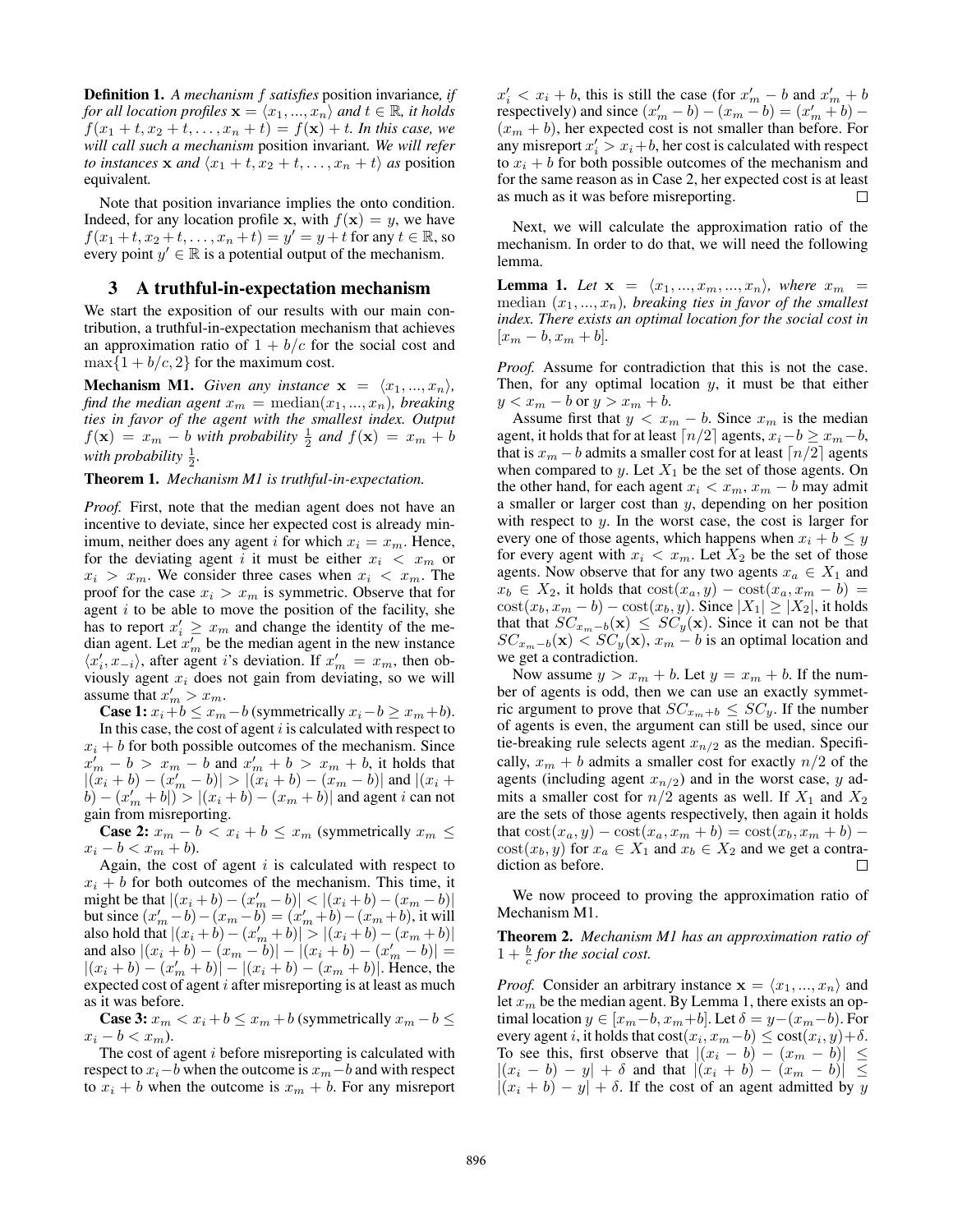**Definition 1.** *A mechanism $f$ satisfies* position invariance*, if for all location profiles $\mathbf{x} = \langle x_1, ..., x_n \rangle$ and $t \in \mathbb{R}$, it holds $f(x_1 + t, x_2 + t, \ldots, x_n + t) = f(\mathbf{x}) + t$. In this case, we will call such a mechanism* position invariant*. We will refer to instances $\mathbf{x}$ and $\langle x_1 + t, x_2 + t, \ldots, x_n + t \rangle$ as* position equivalent*.*

Note that position invariance implies the onto condition. Indeed, for any location profile $\mathbf{x}$, with $f(\mathbf{x}) = y$, we have $f(x_1 + t, x_2 + t, \ldots, x_n + t) = y' = y + t$ for any $t \in \mathbb{R}$, so every point $y' \in \mathbb{R}$ is a potential output of the mechanism.

## 3 A truthful-in-expectation mechanism

We start the exposition of our results with our main contribution, a truthful-in-expectation mechanism that achieves an approximation ratio of $1 + b/c$ for the social cost and $\max\{1 + b/c, 2\}$ for the maximum cost.

**Mechanism M1.** *Given any instance $\mathbf{x} = \langle x_1, ..., x_n \rangle$, find the median agent $x_m = \text{median}(x_1, ..., x_n)$, breaking ties in favor of the agent with the smallest index. Output $f(\mathbf{x}) = x_m - b$ with probability $\frac{1}{2}$ and $f(\mathbf{x}) = x_m + b$ with probability $\frac{1}{2}$.*

**Theorem 1.** *Mechanism M1 is truthful-in-expectation.*

*Proof.* First, note that the median agent does not have an incentive to deviate, since her expected cost is already minimum, neither does any agent $i$ for which $x_i = x_m$. Hence, for the deviating agent $i$ it must be either $x_i < x_m$ or $x_i > x_m$. We consider three cases when $x_i < x_m$. The proof for the case $x_i > x_m$ is symmetric. Observe that for agent $i$ to be able to move the position of the facility, she has to report $x'_i \geq x_m$ and change the identity of the median agent. Let $x'_m$ be the median agent in the new instance $\langle x'_i, x_{-i} \rangle$, after agent $i$'s deviation. If $x'_m = x_m$, then obviously agent $x_i$ does not gain from deviating, so we will assume that $x'_m > x_m$.

**Case 1:** $x_i + b \leq x_m - b$ (symmetrically $x_i - b \geq x_m + b$).

In this case, the cost of agent $i$ is calculated with respect to $x_i + b$ for both possible outcomes of the mechanism. Since $x'_m - b > x_m - b$ and $x'_m + b > x_m + b$, it holds that $|(x_i + b) - (x'_m - b)| > |(x_i + b) - (x_m - b)|$ and $|(x_i + b) - (x'_m + b|) > |(x_i + b) - (x_m + b)|$ and agent $i$ can not gain from misreporting.

**Case 2:** $x_m - b < x_i + b \leq x_m$ (symmetrically $x_m \leq x_i - b < x_m + b$).

Again, the cost of agent $i$ is calculated with respect to $x_i + b$ for both outcomes of the mechanism. This time, it might be that $|(x_i + b) - (x'_m - b)| < |(x_i + b) - (x_m - b)|$ but since $(x'_m - b) - (x_m - b) = (x'_m + b) - (x_m + b)$, it will also hold that $|(x_i + b) - (x'_m + b)| > |(x_i + b) - (x_m + b)|$ and also $|(x_i + b) - (x_m - b)| - |(x_i + b) - (x'_m - b)| = |(x_i + b) - (x'_m + b)| - |(x_i + b) - (x_m + b)|$. Hence, the expected cost of agent $i$ after misreporting is at least as much as it was before.

**Case 3:** $x_m < x_i + b \leq x_m + b$ (symmetrically $x_m - b \leq x_i - b < x_m$).

The cost of agent $i$ before misreporting is calculated with respect to $x_i - b$ when the outcome is $x_m - b$ and with respect to $x_i + b$ when the outcome is $x_m + b$. For any misreport $x'_i < x_i + b$, this is still the case (for $x'_m - b$ and $x'_m + b$ respectively) and since $(x'_m - b) - (x_m - b) = (x'_m + b) - (x_m + b)$, her expected cost is not smaller than before. For any misreport $x'_i > x_i + b$, her cost is calculated with respect to $x_i + b$ for both possible outcomes of the mechanism and for the same reason as in Case 2, her expected cost is at least as much as it was before misreporting. $\square$

Next, we will calculate the approximation ratio of the mechanism. In order to do that, we will need the following lemma.

**Lemma 1.** *Let $\mathbf{x} = \langle x_1, ..., x_m, ..., x_n \rangle$, where $x_m = \text{median}(x_1, ..., x_n)$, breaking ties in favor of the smallest index. There exists an optimal location for the social cost in $[x_m - b, x_m + b]$.*

*Proof.* Assume for contradiction that this is not the case. Then, for any optimal location $y$, it must be that either $y < x_m - b$ or $y > x_m + b$.

Assume first that $y < x_m - b$. Since $x_m$ is the median agent, it holds that for at least $\lceil n/2 \rceil$ agents, $x_i - b \geq x_m - b$, that is $x_m - b$ admits a smaller cost for at least $\lceil n/2 \rceil$ agents when compared to $y$. Let $X_1$ be the set of those agents. On the other hand, for each agent $x_i < x_m$, $x_m - b$ may admit a smaller or larger cost than $y$, depending on her position with respect to $y$. In the worst case, the cost is larger for every one of those agents, which happens when $x_i + b \leq y$ for every agent with $x_i < x_m$. Let $X_2$ be the set of those agents. Now observe that for any two agents $x_a \in X_1$ and $x_b \in X_2$, it holds that $\text{cost}(x_a, y) - \text{cost}(x_a, x_m - b) = \text{cost}(x_b, x_m - b) - \text{cost}(x_b, y)$. Since $|X_1| \geq |X_2|$, it holds that that $SC_{x_m - b}(\mathbf{x}) \leq SC_y(\mathbf{x})$. Since it can not be that $SC_{x_m - b}(\mathbf{x}) < SC_y(\mathbf{x})$, $x_m - b$ is an optimal location and we get a contradiction.

Now assume $y > x_m + b$. Let $y = x_m + b$. If the number of agents is odd, then we can use an exactly symmetric argument to prove that $SC_{x_m + b} \leq SC_y$. If the number of agents is even, the argument can still be used, since our tie-breaking rule selects agent $x_{n/2}$ as the median. Specifically, $x_m + b$ admits a smaller cost for exactly $n/2$ of the agents (including agent $x_{n/2}$) and in the worst case, $y$ admits a smaller cost for $n/2$ agents as well. If $X_1$ and $X_2$ are the sets of those agents respectively, then again it holds that $\text{cost}(x_a, y) - \text{cost}(x_a, x_m + b) = \text{cost}(x_b, x_m + b) - \text{cost}(x_b, y)$ for $x_a \in X_1$ and $x_b \in X_2$ and we get a contradiction as before. $\square$

We now proceed to proving the approximation ratio of Mechanism M1.

**Theorem 2.** *Mechanism M1 has an approximation ratio of $1 + \frac{b}{c}$ for the social cost.*

*Proof.* Consider an arbitrary instance $\mathbf{x} = \langle x_1, ..., x_n \rangle$ and let $x_m$ be the median agent. By Lemma 1, there exists an optimal location $y \in [x_m - b, x_m + b]$. Let $\delta = y - (x_m - b)$. For every agent $i$, it holds that $\text{cost}(x_i, x_m - b) \leq \text{cost}(x_i, y) + \delta$. To see this, first observe that $|(x_i - b) - (x_m - b)| \leq |(x_i - b) - y| + \delta$ and that $|(x_i + b) - (x_m - b)| \leq |(x_i + b) - y| + \delta$. If the cost of an agent admitted by $y$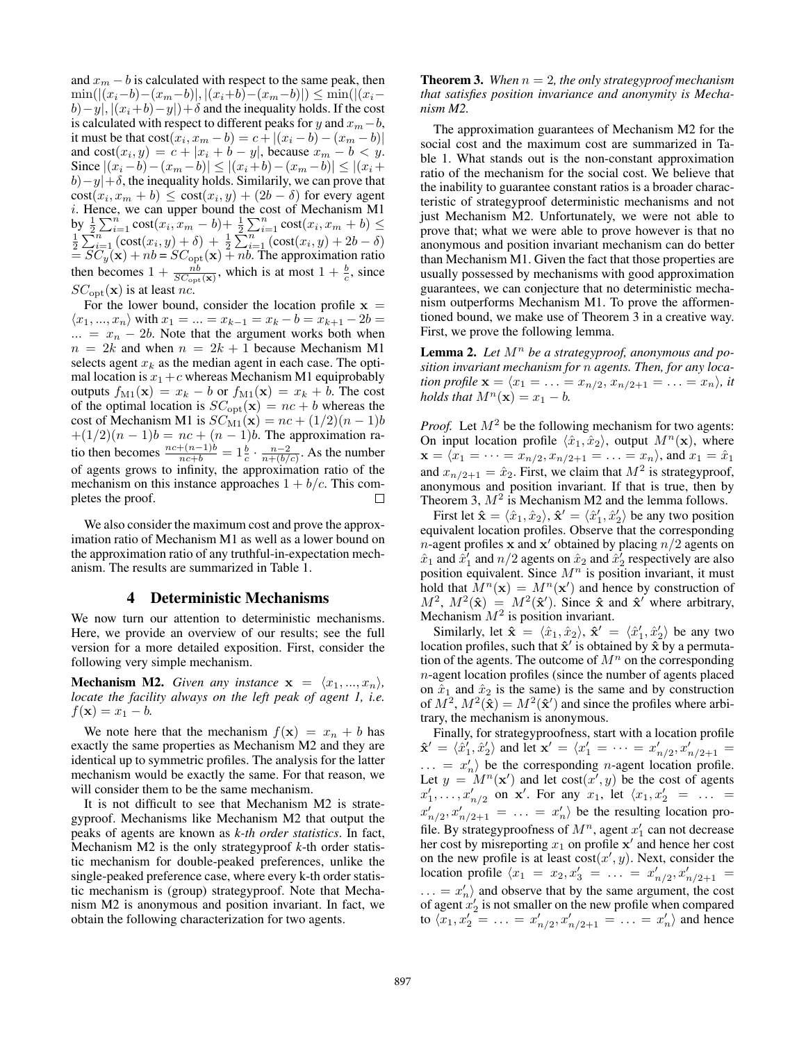and $x_m - b$ is calculated with respect to the same peak, then $\min(|(x_i-b)-(x_m-b)|, |(x_i+b)-(x_m-b)|) \leq \min(|(x_i-b)-y|, |(x_i+b)-y|)+\delta$ and the inequality holds. If the cost is calculated with respect to different peaks for $y$ and $x_m - b$, it must be that $\text{cost}(x_i, x_m - b) = c + |(x_i - b) - (x_m - b)|$ and $\text{cost}(x_i, y) = c + |x_i + b - y|$, because $x_m - b < y$. Since $|(x_i-b)-(x_m-b)| \leq |(x_i+b)-(x_m-b)| \leq |(x_i+b)-y|+\delta$, the inequality holds. Similarly, we can prove that $\text{cost}(x_i, x_m + b) \leq \text{cost}(x_i, y) + (2b - \delta)$ for every agent $i$. Hence, we can upper bound the cost of Mechanism M1 by $\frac{1}{2}\sum_{i=1}^{n} \text{cost}(x_i, x_m - b) + \frac{1}{2}\sum_{i=1}^{n} \text{cost}(x_i, x_m + b) \leq \frac{1}{2}\sum_{i=1}^{n} (\text{cost}(x_i, y) + \delta) + \frac{1}{2}\sum_{i=1}^{n} (\text{cost}(x_i, y) + 2b - \delta) = SC_y(\mathbf{x}) + nb = SC_{\text{opt}}(\mathbf{x}) + nb$. The approximation ratio then becomes $1 + \frac{nb}{SC_{\text{opt}}(\mathbf{x})}$, which is at most $1 + \frac{b}{c}$, since $SC_{\text{opt}}(\mathbf{x})$ is at least $nc$.

For the lower bound, consider the location profile $\mathbf{x} = \langle x_1, ..., x_n \rangle$ with $x_1 = ... = x_{k-1} = x_k - b = x_{k+1} - 2b = ... = x_n - 2b$. Note that the argument works both when $n = 2k$ and when $n = 2k + 1$ because Mechanism M1 selects agent $x_k$ as the median agent in each case. The optimal location is $x_1 + c$ whereas Mechanism M1 equiprobably outputs $f_{\text{M1}}(\mathbf{x}) = x_k - b$ or $f_{\text{M1}}(\mathbf{x}) = x_k + b$. The cost of the optimal location is $SC_{\text{opt}}(\mathbf{x}) = nc + b$ whereas the cost of Mechanism M1 is $SC_{\text{M1}}(\mathbf{x}) = nc + (1/2)(n-1)b + (1/2)(n-1)b = nc + (n-1)b$. The approximation ratio then becomes $\frac{nc+(n-1)b}{nc+b} = 1\frac{b}{c} \cdot \frac{n-2}{n+(b/c)}$. As the number of agents grows to infinity, the approximation ratio of the mechanism on this instance approaches $1 + b/c$. This completes the proof. □

We also consider the maximum cost and prove the approximation ratio of Mechanism M1 as well as a lower bound on the approximation ratio of any truthful-in-expectation mechanism. The results are summarized in Table 1.

## 4 Deterministic Mechanisms

We now turn our attention to deterministic mechanisms. Here, we provide an overview of our results; see the full version for a more detailed exposition. First, consider the following very simple mechanism.

**Mechanism M2.** *Given any instance $\mathbf{x} = \langle x_1, ..., x_n \rangle$, locate the facility always on the left peak of agent 1, i.e. $f(\mathbf{x}) = x_1 - b$.*

We note here that the mechanism $f(\mathbf{x}) = x_n + b$ has exactly the same properties as Mechanism M2 and they are identical up to symmetric profiles. The analysis for the latter mechanism would be exactly the same. For that reason, we will consider them to be the same mechanism.

It is not difficult to see that Mechanism M2 is strategyproof. Mechanisms like Mechanism M2 that output the peaks of agents are known as *k-th order statistics*. In fact, Mechanism M2 is the only strategyproof $k$-th order statistic mechanism for double-peaked preferences, unlike the single-peaked preference case, where every k-th order statistic mechanism is (group) strategyproof. Note that Mechanism M2 is anonymous and position invariant. In fact, we obtain the following characterization for two agents.

**Theorem 3.** *When $n = 2$, the only strategyproof mechanism that satisfies position invariance and anonymity is Mechanism M2.*

The approximation guarantees of Mechanism M2 for the social cost and the maximum cost are summarized in Table 1. What stands out is the non-constant approximation ratio of the mechanism for the social cost. We believe that the inability to guarantee constant ratios is a broader characteristic of strategyproof deterministic mechanisms and not just Mechanism M2. Unfortunately, we were not able to prove that; what we were able to prove however is that no anonymous and position invariant mechanism can do better than Mechanism M1. Given the fact that those properties are usually possessed by mechanisms with good approximation guarantees, we can conjecture that no deterministic mechanism outperforms Mechanism M1. To prove the afformentioned bound, we make use of Theorem 3 in a creative way. First, we prove the following lemma.

**Lemma 2.** *Let $M^n$ be a strategyproof, anonymous and position invariant mechanism for $n$ agents. Then, for any location profile $\mathbf{x} = \langle x_1 = \ldots = x_{n/2}, x_{n/2+1} = \ldots = x_n \rangle$, it holds that $M^n(\mathbf{x}) = x_1 - b$.*

*Proof.* Let $M^2$ be the following mechanism for two agents: On input location profile $\langle \hat{x}_1, \hat{x}_2 \rangle$, output $M^n(\mathbf{x})$, where $\mathbf{x} = \langle x_1 = \cdots = x_{n/2}, x_{n/2+1} = \ldots = x_n \rangle$, and $x_1 = \hat{x}_1$ and $x_{n/2+1} = \hat{x}_2$. First, we claim that $M^2$ is strategyproof, anonymous and position invariant. If that is true, then by Theorem 3, $M^2$ is Mechanism M2 and the lemma follows.

First let $\hat{\mathbf{x}} = \langle \hat{x}_1, \hat{x}_2 \rangle$, $\hat{\mathbf{x}}' = \langle \hat{x}'_1, \hat{x}'_2 \rangle$ be any two position equivalent location profiles. Observe that the corresponding $n$-agent profiles $\mathbf{x}$ and $\mathbf{x}'$ obtained by placing $n/2$ agents on $\hat{x}_1$ and $\hat{x}'_1$ and $n/2$ agents on $\hat{x}_2$ and $\hat{x}'_2$ respectively are also position equivalent. Since $M^n$ is position invariant, it must hold that $M^n(\mathbf{x}) = M^n(\mathbf{x}')$ and hence by construction of $M^2$, $M^2(\hat{\mathbf{x}}) = M^2(\hat{\mathbf{x}}')$. Since $\hat{\mathbf{x}}$ and $\hat{\mathbf{x}}'$ where arbitrary, Mechanism $M^2$ is position invariant.

Similarly, let $\hat{\mathbf{x}} = \langle \hat{x}_1, \hat{x}_2 \rangle$, $\hat{\mathbf{x}}' = \langle \hat{x}'_1, \hat{x}'_2 \rangle$ be any two location profiles, such that $\hat{\mathbf{x}}'$ is obtained by $\hat{\mathbf{x}}$ by a permutation of the agents. The outcome of $M^n$ on the corresponding $n$-agent location profiles (since the number of agents placed on $\hat{x}_1$ and $\hat{x}_2$ is the same) is the same and by construction of $M^2$, $M^2(\hat{\mathbf{x}}) = M^2(\hat{\mathbf{x}}')$ and since the profiles where arbitrary, the mechanism is anonymous.

Finally, for strategyproofness, start with a location profile $\hat{\mathbf{x}}' = \langle \hat{x}'_1, \hat{x}'_2 \rangle$ and let $\mathbf{x}' = \langle x'_1 = \cdots = x'_{n/2}, x'_{n/2+1} = \ldots = x'_n \rangle$ be the corresponding $n$-agent location profile. Let $y = M^n(\mathbf{x}')$ and let $\text{cost}(x', y)$ be the cost of agents $x'_1, \ldots, x'_{n/2}$ on $\mathbf{x}'$. For any $x_1$, let $\langle x_1, x'_2 = \ldots = x'_{n/2}, x'_{n/2+1} = \ldots = x'_n \rangle$ be the resulting location profile. By strategyproofness of $M^n$, agent $x'_1$ can not decrease her cost by misreporting $x_1$ on profile $\mathbf{x}'$ and hence her cost on the new profile is at least $\text{cost}(x', y)$. Next, consider the location profile $\langle x_1 = x_2, x'_3 = \ldots = x'_{n/2}, x'_{n/2+1} = \ldots = x'_n \rangle$ and observe that by the same argument, the cost of agent $x'_2$ is not smaller on the new profile when compared to $\langle x_1, x'_2 = \ldots = x'_{n/2}, x'_{n/2+1} = \ldots = x'_n \rangle$ and hence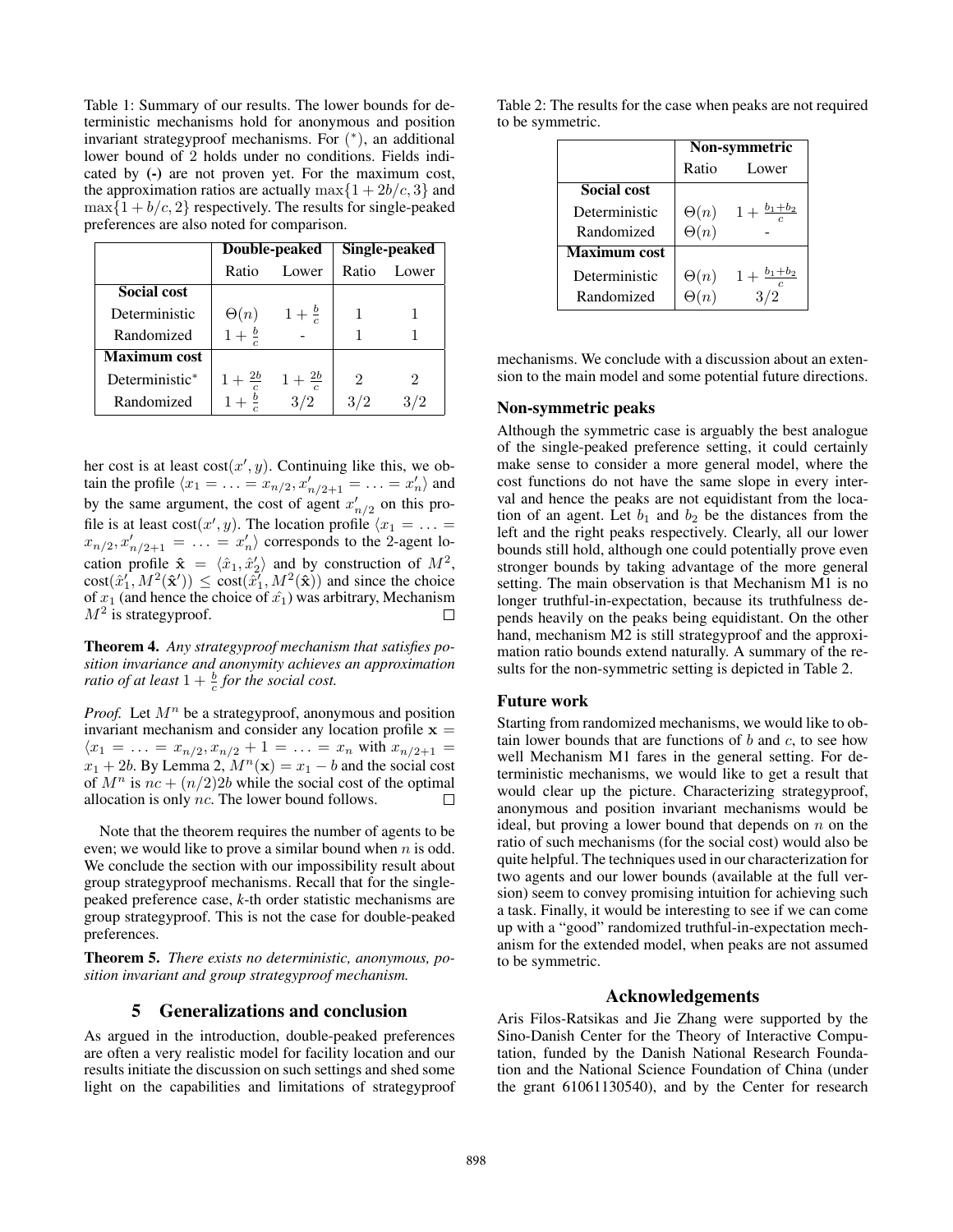Table 1: Summary of our results. The lower bounds for deterministic mechanisms hold for anonymous and position invariant strategyproof mechanisms. For (*), an additional lower bound of 2 holds under no conditions. Fields indicated by **(-)** are not proven yet. For the maximum cost, the approximation ratios are actually $\max\{1 + 2b/c, 3\}$ and $\max\{1 + b/c, 2\}$ respectively. The results for single-peaked preferences are also noted for comparison.

| | **Double-peaked** | | **Single-peaked** | |
|---|---|---|---|---|
| | Ratio | Lower | Ratio | Lower |
| **Social cost** | | | | |
| Deterministic | $\Theta(n)$ | $1 + \frac{b}{c}$ | 1 | 1 |
| Randomized | $1 + \frac{b}{c}$ | - | 1 | 1 |
| **Maximum cost** | | | | |
| Deterministic* | $1 + \frac{2b}{c}$ | $1 + \frac{2b}{c}$ | 2 | 2 |
| Randomized | $1 + \frac{b}{c}$ | $3/2$ | $3/2$ | $3/2$ |

her cost is at least $\text{cost}(x', y)$. Continuing like this, we obtain the profile $\langle x_1 = \ldots = x_{n/2}, x'_{n/2+1} = \ldots = x'_n \rangle$ and by the same argument, the cost of agent $x'_{n/2}$ on this profile is at least $\text{cost}(x', y)$. The location profile $\langle x_1 = \ldots = x_{n/2}, x'_{n/2+1} = \ldots = x'_n \rangle$ corresponds to the 2-agent location profile $\hat{\mathbf{x}} = \langle \hat{x}_1, \hat{x}'_2 \rangle$ and by construction of $M^2$, $\text{cost}(\hat{x}'_1, M^2(\hat{\mathbf{x}}')) \leq \text{cost}(\hat{x}'_1, M^2(\hat{\mathbf{x}}))$ and since the choice of $x_1$ (and hence the choice of $\hat{x_1}$) was arbitrary, Mechanism $M^2$ is strategyproof. ∎

**Theorem 4.** *Any strategyproof mechanism that satisfies position invariance and anonymity achieves an approximation ratio of at least $1 + \frac{b}{c}$ for the social cost.*

*Proof.* Let $M^n$ be a strategyproof, anonymous and position invariant mechanism and consider any location profile $\mathbf{x} = \langle x_1 = \ldots = x_{n/2}, x_{n/2} + 1 = \ldots = x_n$ with $x_{n/2+1} = x_1 + 2b$. By Lemma 2, $M^n(\mathbf{x}) = x_1 - b$ and the social cost of $M^n$ is $nc + (n/2)2b$ while the social cost of the optimal allocation is only $nc$. The lower bound follows. ∎

Note that the theorem requires the number of agents to be even; we would like to prove a similar bound when $n$ is odd. We conclude the section with our impossibility result about group strategyproof mechanisms. Recall that for the single-peaked preference case, *k*-th order statistic mechanisms are group strategyproof. This is not the case for double-peaked preferences.

**Theorem 5.** *There exists no deterministic, anonymous, position invariant and group strategyproof mechanism.*

## 5 Generalizations and conclusion

As argued in the introduction, double-peaked preferences are often a very realistic model for facility location and our results initiate the discussion on such settings and shed some light on the capabilities and limitations of strategyproof mechanisms. We conclude with a discussion about an extension to the main model and some potential future directions.

### Non-symmetric peaks

Although the symmetric case is arguably the best analogue of the single-peaked preference setting, it could certainly make sense to consider a more general model, where the cost functions do not have the same slope in every interval and hence the peaks are not equidistant from the location of an agent. Let $b_1$ and $b_2$ be the distances from the left and the right peaks respectively. Clearly, all our lower bounds still hold, although one could potentially prove even stronger bounds by taking advantage of the more general setting. The main observation is that Mechanism M1 is no longer truthful-in-expectation, because its truthfulness depends heavily on the peaks being equidistant. On the other hand, mechanism M2 is still strategyproof and the approximation ratio bounds extend naturally. A summary of the results for the non-symmetric setting is depicted in Table 2.

Table 2: The results for the case when peaks are not required to be symmetric.

| | **Non-symmetric** | |
|---|---|---|
| | Ratio | Lower |
| **Social cost** | | |
| Deterministic | $\Theta(n)$ | $1 + \frac{b_1+b_2}{c}$ |
| Randomized | $\Theta(n)$ | - |
| **Maximum cost** | | |
| Deterministic | $\Theta(n)$ | $1 + \frac{b_1+b_2}{c}$ |
| Randomized | $\Theta(n)$ | $3/2$ |

### Future work

Starting from randomized mechanisms, we would like to obtain lower bounds that are functions of $b$ and $c$, to see how well Mechanism M1 fares in the general setting. For deterministic mechanisms, we would like to get a result that would clear up the picture. Characterizing strategyproof, anonymous and position invariant mechanisms would be ideal, but proving a lower bound that depends on $n$ on the ratio of such mechanisms (for the social cost) would also be quite helpful. The techniques used in our characterization for two agents and our lower bounds (available at the full version) seem to convey promising intuition for achieving such a task. Finally, it would be interesting to see if we can come up with a "good" randomized truthful-in-expectation mechanism for the extended model, when peaks are not assumed to be symmetric.

## Acknowledgements

Aris Filos-Ratsikas and Jie Zhang were supported by the Sino-Danish Center for the Theory of Interactive Computation, funded by the Danish National Research Foundation and the National Science Foundation of China (under the grant 61061130540), and by the Center for research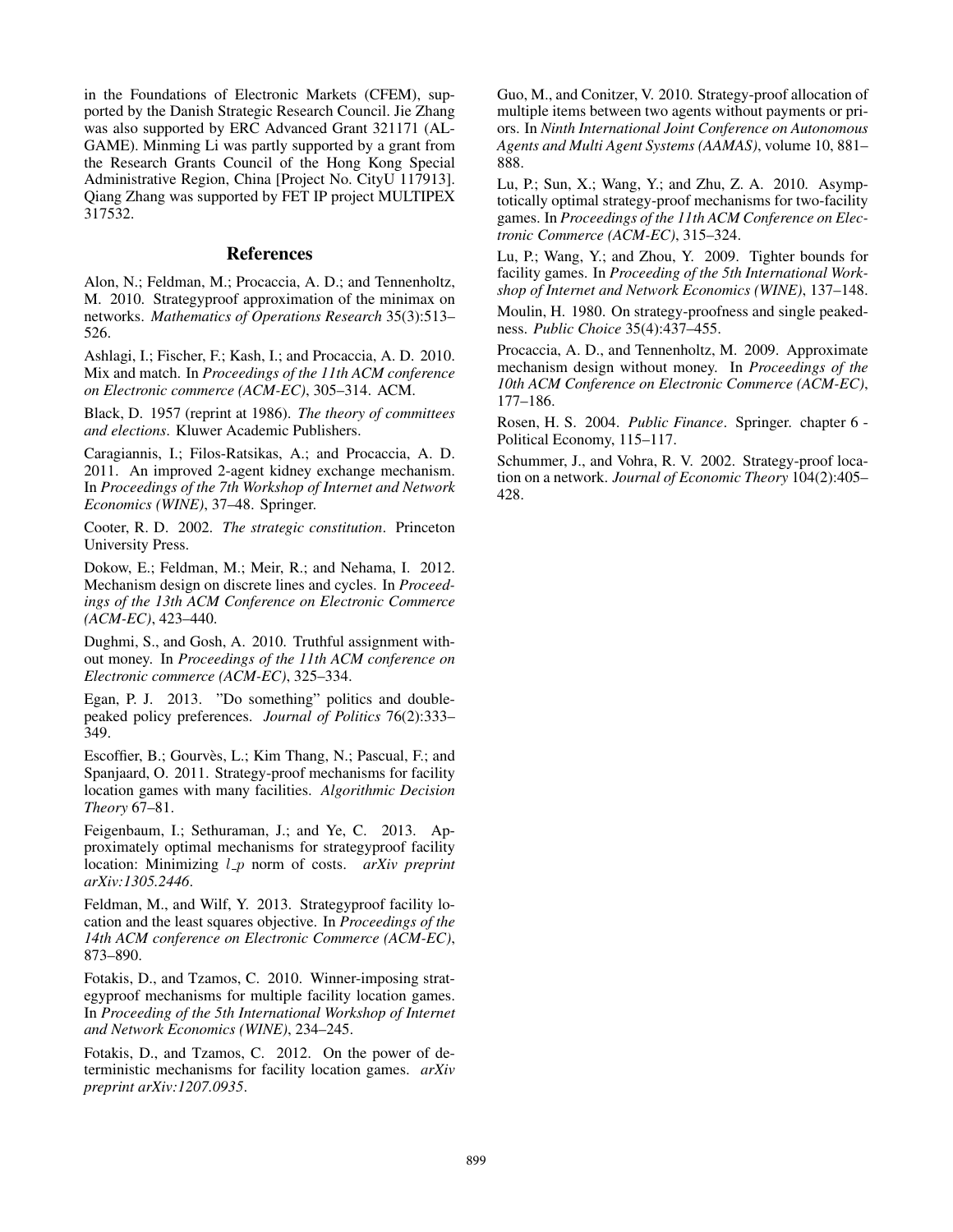in the Foundations of Electronic Markets (CFEM), supported by the Danish Strategic Research Council. Jie Zhang was also supported by ERC Advanced Grant 321171 (ALGAME). Minming Li was partly supported by a grant from the Research Grants Council of the Hong Kong Special Administrative Region, China [Project No. CityU 117913]. Qiang Zhang was supported by FET IP project MULTIPEX 317532.

## References

Alon, N.; Feldman, M.; Procaccia, A. D.; and Tennenholtz, M. 2010. Strategyproof approximation of the minimax on networks. *Mathematics of Operations Research* 35(3):513–526.

Ashlagi, I.; Fischer, F.; Kash, I.; and Procaccia, A. D. 2010. Mix and match. In *Proceedings of the 11th ACM conference on Electronic commerce (ACM-EC)*, 305–314. ACM.

Black, D. 1957 (reprint at 1986). *The theory of committees and elections*. Kluwer Academic Publishers.

Caragiannis, I.; Filos-Ratsikas, A.; and Procaccia, A. D. 2011. An improved 2-agent kidney exchange mechanism. In *Proceedings of the 7th Workshop of Internet and Network Economics (WINE)*, 37–48. Springer.

Cooter, R. D. 2002. *The strategic constitution*. Princeton University Press.

Dokow, E.; Feldman, M.; Meir, R.; and Nehama, I. 2012. Mechanism design on discrete lines and cycles. In *Proceedings of the 13th ACM Conference on Electronic Commerce (ACM-EC)*, 423–440.

Dughmi, S., and Gosh, A. 2010. Truthful assignment without money. In *Proceedings of the 11th ACM conference on Electronic commerce (ACM-EC)*, 325–334.

Egan, P. J. 2013. "Do something" politics and double-peaked policy preferences. *Journal of Politics* 76(2):333–349.

Escoffier, B.; Gourvès, L.; Kim Thang, N.; Pascual, F.; and Spanjaard, O. 2011. Strategy-proof mechanisms for facility location games with many facilities. *Algorithmic Decision Theory* 67–81.

Feigenbaum, I.; Sethuraman, J.; and Ye, C. 2013. Approximately optimal mechanisms for strategyproof facility location: Minimizing $l\_p$ norm of costs. *arXiv preprint arXiv:1305.2446*.

Feldman, M., and Wilf, Y. 2013. Strategyproof facility location and the least squares objective. In *Proceedings of the 14th ACM conference on Electronic Commerce (ACM-EC)*, 873–890.

Fotakis, D., and Tzamos, C. 2010. Winner-imposing strategyproof mechanisms for multiple facility location games. In *Proceeding of the 5th International Workshop of Internet and Network Economics (WINE)*, 234–245.

Fotakis, D., and Tzamos, C. 2012. On the power of deterministic mechanisms for facility location games. *arXiv preprint arXiv:1207.0935*.

Guo, M., and Conitzer, V. 2010. Strategy-proof allocation of multiple items between two agents without payments or priors. In *Ninth International Joint Conference on Autonomous Agents and Multi Agent Systems (AAMAS)*, volume 10, 881–888.

Lu, P.; Sun, X.; Wang, Y.; and Zhu, Z. A. 2010. Asymptotically optimal strategy-proof mechanisms for two-facility games. In *Proceedings of the 11th ACM Conference on Electronic Commerce (ACM-EC)*, 315–324.

Lu, P.; Wang, Y.; and Zhou, Y. 2009. Tighter bounds for facility games. In *Proceeding of the 5th International Workshop of Internet and Network Economics (WINE)*, 137–148.

Moulin, H. 1980. On strategy-proofness and single peakedness. *Public Choice* 35(4):437–455.

Procaccia, A. D., and Tennenholtz, M. 2009. Approximate mechanism design without money. In *Proceedings of the 10th ACM Conference on Electronic Commerce (ACM-EC)*, 177–186.

Rosen, H. S. 2004. *Public Finance*. Springer. chapter 6 - Political Economy, 115–117.

Schummer, J., and Vohra, R. V. 2002. Strategy-proof location on a network. *Journal of Economic Theory* 104(2):405–428.